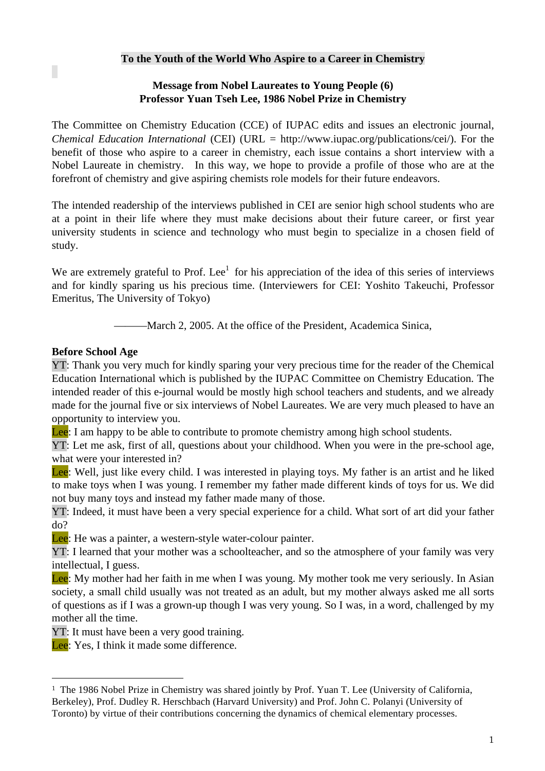# To the Youth of the World Who Aspire to a Career in Chemistry

## Message from Nobel Laureates to Young People (6)
## Professor Yuan Tseh Lee, 1986 Nobel Prize in Chemistry

The Committee on Chemistry Education (CCE) of IUPAC edits and issues an electronic journal, *Chemical Education International* (CEI) (URL = http://www.iupac.org/publications/cei/). For the benefit of those who aspire to a career in chemistry, each issue contains a short interview with a Nobel Laureate in chemistry. In this way, we hope to provide a profile of those who are at the forefront of chemistry and give aspiring chemists role models for their future endeavors.

The intended readership of the interviews published in CEI are senior high school students who are at a point in their life where they must make decisions about their future career, or first year university students in science and technology who must begin to specialize in a chosen field of study.

We are extremely grateful to Prof. Lee[1] for his appreciation of the idea of this series of interviews and for kindly sparing us his precious time. (Interviewers for CEI: Yoshito Takeuchi, Professor Emeritus, The University of Tokyo)

———March 2, 2005. At the office of the President, Academica Sinica,

**Before School Age**

YT: Thank you very much for kindly sparing your very precious time for the reader of the Chemical Education International which is published by the IUPAC Committee on Chemistry Education. The intended reader of this e-journal would be mostly high school teachers and students, and we already made for the journal five or six interviews of Nobel Laureates. We are very much pleased to have an opportunity to interview you.

Lee: I am happy to be able to contribute to promote chemistry among high school students.

YT: Let me ask, first of all, questions about your childhood. When you were in the pre-school age, what were your interested in?

Lee: Well, just like every child. I was interested in playing toys. My father is an artist and he liked to make toys when I was young. I remember my father made different kinds of toys for us. We did not buy many toys and instead my father made many of those.

YT: Indeed, it must have been a very special experience for a child. What sort of art did your father do?

Lee: He was a painter, a western-style water-colour painter.

YT: I learned that your mother was a schoolteacher, and so the atmosphere of your family was very intellectual, I guess.

Lee: My mother had her faith in me when I was young. My mother took me very seriously. In Asian society, a small child usually was not treated as an adult, but my mother always asked me all sorts of questions as if I was a grown-up though I was very young. So I was, in a word, challenged by my mother all the time.

YT: It must have been a very good training.

Lee: Yes, I think it made some difference.

---

[1] The 1986 Nobel Prize in Chemistry was shared jointly by Prof. Yuan T. Lee (University of California, Berkeley), Prof. Dudley R. Herschbach (Harvard University) and Prof. John C. Polanyi (University of Toronto) by virtue of their contributions concerning the dynamics of chemical elementary processes.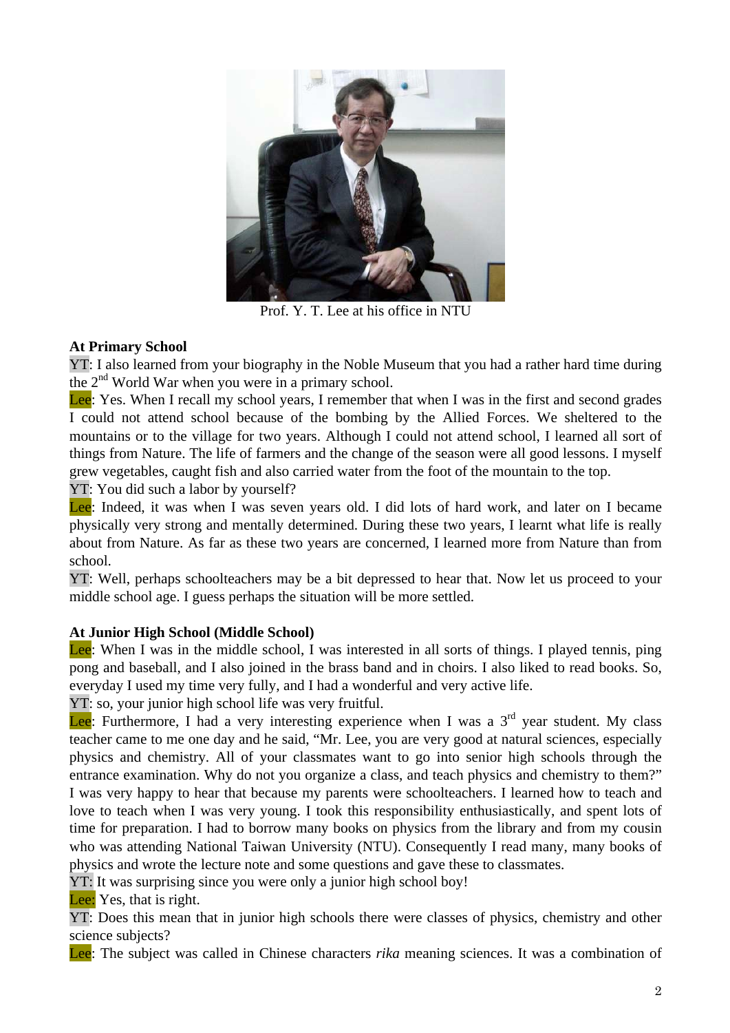Prof. Y. T. Lee at his office in NTU

**At Primary School**

YT: I also learned from your biography in the Noble Museum that you had a rather hard time during the 2nd World War when you were in a primary school.

Lee: Yes. When I recall my school years, I remember that when I was in the first and second grades I could not attend school because of the bombing by the Allied Forces. We sheltered to the mountains or to the village for two years. Although I could not attend school, I learned all sort of things from Nature. The life of farmers and the change of the season were all good lessons. I myself grew vegetables, caught fish and also carried water from the foot of the mountain to the top.

YT: You did such a labor by yourself?

Lee: Indeed, it was when I was seven years old. I did lots of hard work, and later on I became physically very strong and mentally determined. During these two years, I learnt what life is really about from Nature. As far as these two years are concerned, I learned more from Nature than from school.

YT: Well, perhaps schoolteachers may be a bit depressed to hear that. Now let us proceed to your middle school age. I guess perhaps the situation will be more settled.

**At Junior High School (Middle School)**

Lee: When I was in the middle school, I was interested in all sorts of things. I played tennis, ping pong and baseball, and I also joined in the brass band and in choirs. I also liked to read books. So, everyday I used my time very fully, and I had a wonderful and very active life.

YT: so, your junior high school life was very fruitful.

Lee: Furthermore, I had a very interesting experience when I was a 3rd year student. My class teacher came to me one day and he said, "Mr. Lee, you are very good at natural sciences, especially physics and chemistry. All of your classmates want to go into senior high schools through the entrance examination. Why do not you organize a class, and teach physics and chemistry to them?" I was very happy to hear that because my parents were schoolteachers. I learned how to teach and love to teach when I was very young. I took this responsibility enthusiastically, and spent lots of time for preparation. I had to borrow many books on physics from the library and from my cousin who was attending National Taiwan University (NTU). Consequently I read many, many books of physics and wrote the lecture note and some questions and gave these to classmates.

YT: It was surprising since you were only a junior high school boy!

Lee: Yes, that is right.

YT: Does this mean that in junior high schools there were classes of physics, chemistry and other science subjects?

Lee: The subject was called in Chinese characters *rika* meaning sciences. It was a combination of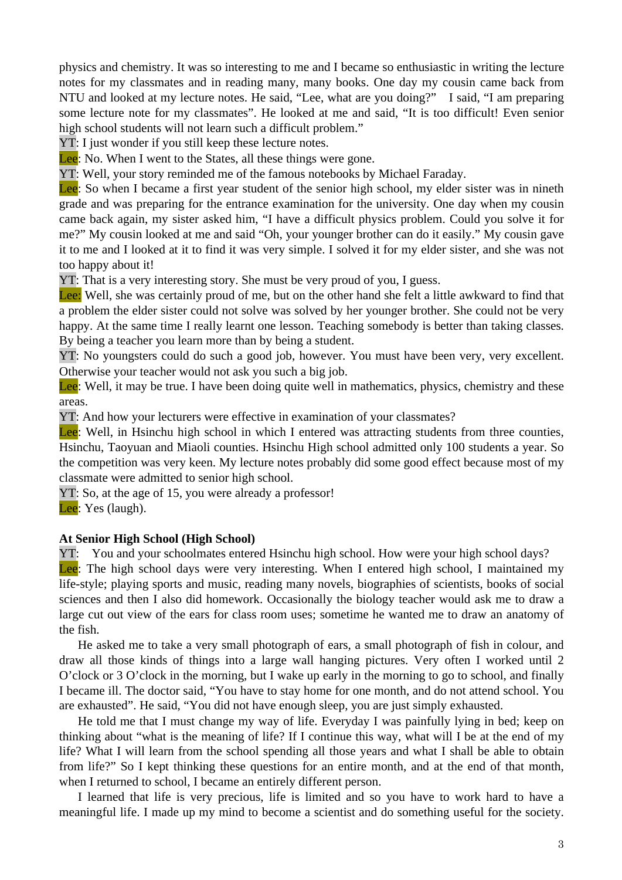physics and chemistry. It was so interesting to me and I became so enthusiastic in writing the lecture notes for my classmates and in reading many, many books. One day my cousin came back from NTU and looked at my lecture notes. He said, "Lee, what are you doing?" I said, "I am preparing some lecture note for my classmates". He looked at me and said, "It is too difficult! Even senior high school students will not learn such a difficult problem."

YT: I just wonder if you still keep these lecture notes.

Lee: No. When I went to the States, all these things were gone.

YT: Well, your story reminded me of the famous notebooks by Michael Faraday.

Lee: So when I became a first year student of the senior high school, my elder sister was in nineth grade and was preparing for the entrance examination for the university. One day when my cousin came back again, my sister asked him, "I have a difficult physics problem. Could you solve it for me?" My cousin looked at me and said "Oh, your younger brother can do it easily." My cousin gave it to me and I looked at it to find it was very simple. I solved it for my elder sister, and she was not too happy about it!

YT: That is a very interesting story. She must be very proud of you, I guess.

Lee: Well, she was certainly proud of me, but on the other hand she felt a little awkward to find that a problem the elder sister could not solve was solved by her younger brother. She could not be very happy. At the same time I really learnt one lesson. Teaching somebody is better than taking classes. By being a teacher you learn more than by being a student.

YT: No youngsters could do such a good job, however. You must have been very, very excellent. Otherwise your teacher would not ask you such a big job.

Lee: Well, it may be true. I have been doing quite well in mathematics, physics, chemistry and these areas.

YT: And how your lecturers were effective in examination of your classmates?

Lee: Well, in Hsinchu high school in which I entered was attracting students from three counties, Hsinchu, Taoyuan and Miaoli counties. Hsinchu High school admitted only 100 students a year. So the competition was very keen. My lecture notes probably did some good effect because most of my classmate were admitted to senior high school.

YT: So, at the age of 15, you were already a professor!

Lee: Yes (laugh).

## At Senior High School (High School)

YT: You and your schoolmates entered Hsinchu high school. How were your high school days?

Lee: The high school days were very interesting. When I entered high school, I maintained my life-style; playing sports and music, reading many novels, biographies of scientists, books of social sciences and then I also did homework. Occasionally the biology teacher would ask me to draw a large cut out view of the ears for class room uses; sometime he wanted me to draw an anatomy of the fish.

He asked me to take a very small photograph of ears, a small photograph of fish in colour, and draw all those kinds of things into a large wall hanging pictures. Very often I worked until 2 O'clock or 3 O'clock in the morning, but I wake up early in the morning to go to school, and finally I became ill. The doctor said, "You have to stay home for one month, and do not attend school. You are exhausted". He said, "You did not have enough sleep, you are just simply exhausted.

He told me that I must change my way of life. Everyday I was painfully lying in bed; keep on thinking about "what is the meaning of life? If I continue this way, what will I be at the end of my life? What I will learn from the school spending all those years and what I shall be able to obtain from life?" So I kept thinking these questions for an entire month, and at the end of that month, when I returned to school, I became an entirely different person.

I learned that life is very precious, life is limited and so you have to work hard to have a meaningful life. I made up my mind to become a scientist and do something useful for the society.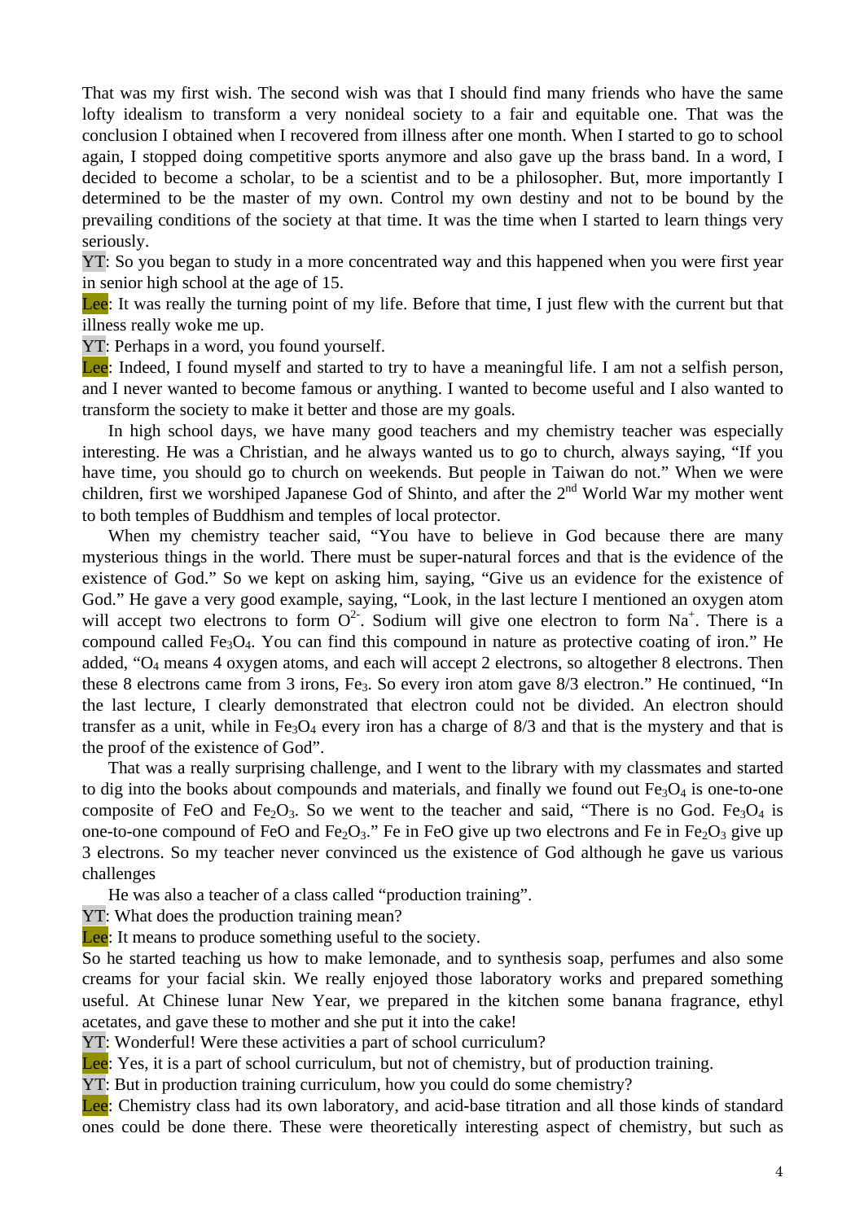That was my first wish. The second wish was that I should find many friends who have the same lofty idealism to transform a very nonideal society to a fair and equitable one. That was the conclusion I obtained when I recovered from illness after one month. When I started to go to school again, I stopped doing competitive sports anymore and also gave up the brass band. In a word, I decided to become a scholar, to be a scientist and to be a philosopher. But, more importantly I determined to be the master of my own. Control my own destiny and not to be bound by the prevailing conditions of the society at that time. It was the time when I started to learn things very seriously.

YT: So you began to study in a more concentrated way and this happened when you were first year in senior high school at the age of 15.

Lee: It was really the turning point of my life. Before that time, I just flew with the current but that illness really woke me up.

YT: Perhaps in a word, you found yourself.

Lee: Indeed, I found myself and started to try to have a meaningful life. I am not a selfish person, and I never wanted to become famous or anything. I wanted to become useful and I also wanted to transform the society to make it better and those are my goals.

In high school days, we have many good teachers and my chemistry teacher was especially interesting. He was a Christian, and he always wanted us to go to church, always saying, "If you have time, you should go to church on weekends. But people in Taiwan do not." When we were children, first we worshiped Japanese God of Shinto, and after the 2nd World War my mother went to both temples of Buddhism and temples of local protector.

When my chemistry teacher said, "You have to believe in God because there are many mysterious things in the world. There must be super-natural forces and that is the evidence of the existence of God." So we kept on asking him, saying, "Give us an evidence for the existence of God." He gave a very good example, saying, "Look, in the last lecture I mentioned an oxygen atom will accept two electrons to form $O^{2-}$. Sodium will give one electron to form $Na^{+}$. There is a compound called $Fe_3O_4$. You can find this compound in nature as protective coating of iron." He added, "$O_4$ means 4 oxygen atoms, and each will accept 2 electrons, so altogether 8 electrons. Then these 8 electrons came from 3 irons, $Fe_3$. So every iron atom gave 8/3 electron." He continued, "In the last lecture, I clearly demonstrated that electron could not be divided. An electron should transfer as a unit, while in $Fe_3O_4$ every iron has a charge of 8/3 and that is the mystery and that is the proof of the existence of God".

That was a really surprising challenge, and I went to the library with my classmates and started to dig into the books about compounds and materials, and finally we found out $Fe_3O_4$ is one-to-one composite of FeO and $Fe_2O_3$. So we went to the teacher and said, "There is no God. $Fe_3O_4$ is one-to-one compound of FeO and $Fe_2O_3$." Fe in FeO give up two electrons and Fe in $Fe_2O_3$ give up 3 electrons. So my teacher never convinced us the existence of God although he gave us various challenges

He was also a teacher of a class called "production training".

YT: What does the production training mean?

Lee: It means to produce something useful to the society.

So he started teaching us how to make lemonade, and to synthesis soap, perfumes and also some creams for your facial skin. We really enjoyed those laboratory works and prepared something useful. At Chinese lunar New Year, we prepared in the kitchen some banana fragrance, ethyl acetates, and gave these to mother and she put it into the cake!

YT: Wonderful! Were these activities a part of school curriculum?

Lee: Yes, it is a part of school curriculum, but not of chemistry, but of production training.

YT: But in production training curriculum, how you could do some chemistry?

Lee: Chemistry class had its own laboratory, and acid-base titration and all those kinds of standard ones could be done there. These were theoretically interesting aspect of chemistry, but such as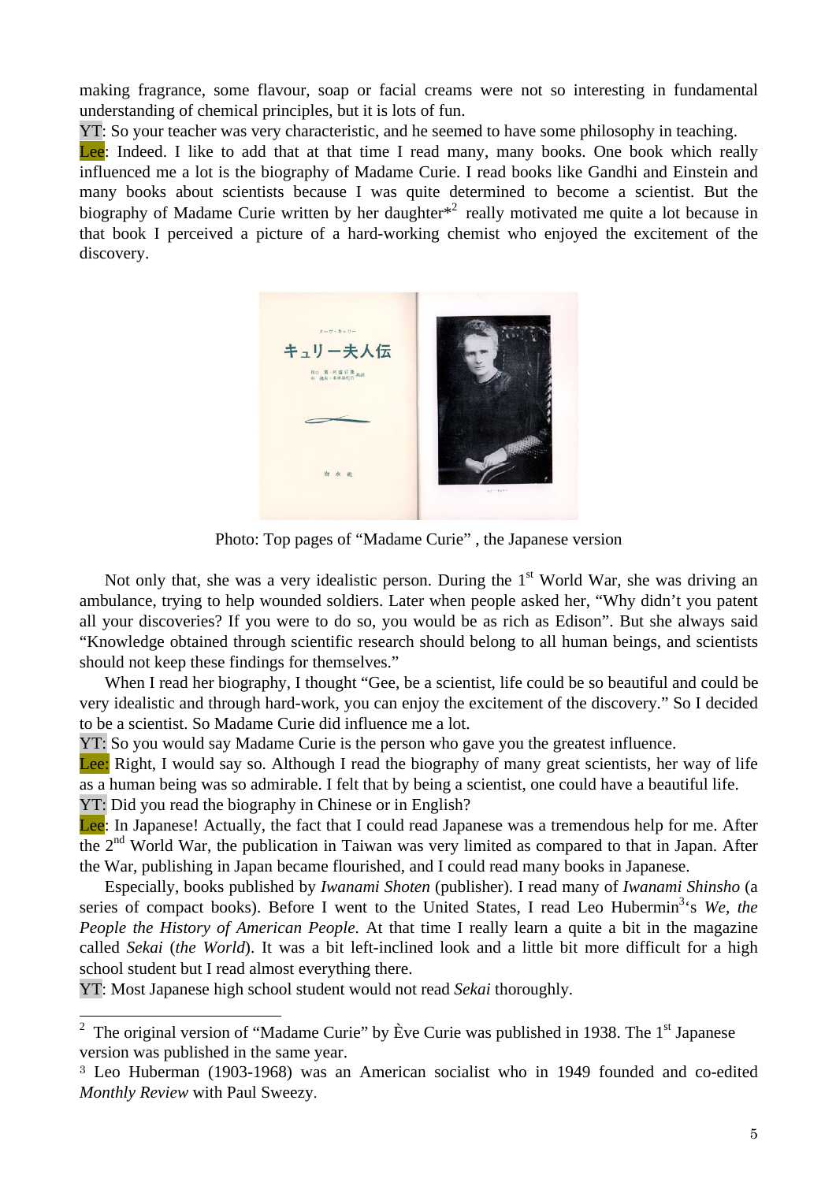making fragrance, some flavour, soap or facial creams were not so interesting in fundamental understanding of chemical principles, but it is lots of fun.

YT: So your teacher was very characteristic, and he seemed to have some philosophy in teaching.

Lee: Indeed. I like to add that at that time I read many, many books. One book which really influenced me a lot is the biography of Madame Curie. I read books like Gandhi and Einstein and many books about scientists because I was quite determined to become a scientist. But the biography of Madame Curie written by her daughter*[2] really motivated me quite a lot because in that book I perceived a picture of a hard-working chemist who enjoyed the excitement of the discovery.

Photo: Top pages of "Madame Curie" , the Japanese version

Not only that, she was a very idealistic person. During the 1st World War, she was driving an ambulance, trying to help wounded soldiers. Later when people asked her, "Why didn't you patent all your discoveries? If you were to do so, you would be as rich as Edison". But she always said "Knowledge obtained through scientific research should belong to all human beings, and scientists should not keep these findings for themselves."

When I read her biography, I thought "Gee, be a scientist, life could be so beautiful and could be very idealistic and through hard-work, you can enjoy the excitement of the discovery." So I decided to be a scientist. So Madame Curie did influence me a lot.

YT: So you would say Madame Curie is the person who gave you the greatest influence.

Lee: Right, I would say so. Although I read the biography of many great scientists, her way of life as a human being was so admirable. I felt that by being a scientist, one could have a beautiful life.

YT: Did you read the biography in Chinese or in English?

Lee: In Japanese! Actually, the fact that I could read Japanese was a tremendous help for me. After the 2nd World War, the publication in Taiwan was very limited as compared to that in Japan. After the War, publishing in Japan became flourished, and I could read many books in Japanese.

Especially, books published by *Iwanami Shoten* (publisher). I read many of *Iwanami Shinsho* (a series of compact books). Before I went to the United States, I read Leo Hubermin[3]'s *We, the People the History of American People.* At that time I really learn a quite a bit in the magazine called *Sekai* (*the World*). It was a bit left-inclined look and a little bit more difficult for a high school student but I read almost everything there.

YT: Most Japanese high school student would not read *Sekai* thoroughly.

---

[2] The original version of "Madame Curie" by Ève Curie was published in 1938. The 1st Japanese version was published in the same year.

[3] Leo Huberman (1903-1968) was an American socialist who in 1949 founded and co-edited *Monthly Review* with Paul Sweezy.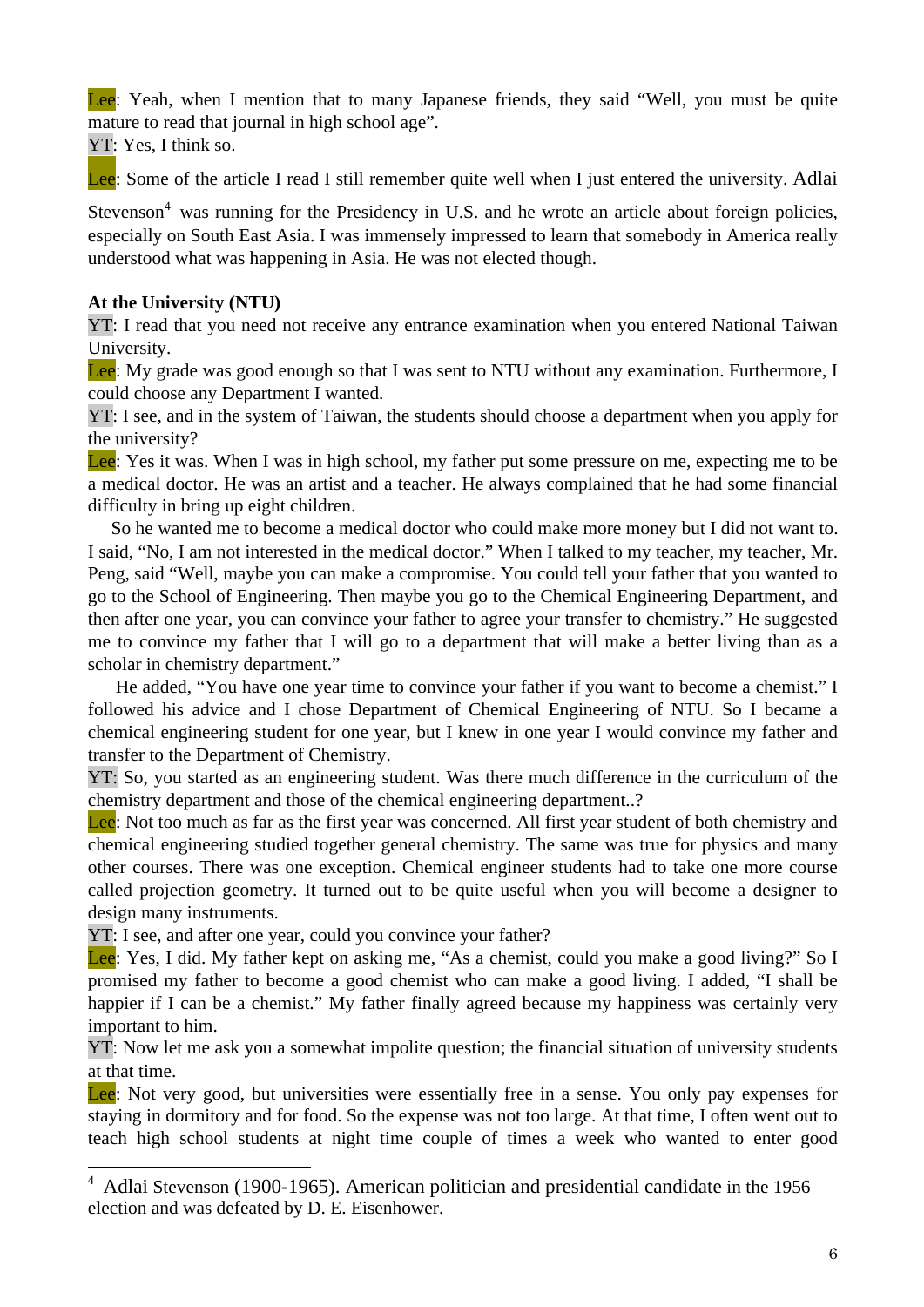Lee: Yeah, when I mention that to many Japanese friends, they said "Well, you must be quite mature to read that journal in high school age".

YT: Yes, I think so.

Lee: Some of the article I read I still remember quite well when I just entered the university. Adlai Stevenson[4] was running for the Presidency in U.S. and he wrote an article about foreign policies, especially on South East Asia. I was immensely impressed to learn that somebody in America really understood what was happening in Asia. He was not elected though.

**At the University (NTU)**

YT: I read that you need not receive any entrance examination when you entered National Taiwan University.

Lee: My grade was good enough so that I was sent to NTU without any examination. Furthermore, I could choose any Department I wanted.

YT: I see, and in the system of Taiwan, the students should choose a department when you apply for the university?

Lee: Yes it was. When I was in high school, my father put some pressure on me, expecting me to be a medical doctor. He was an artist and a teacher. He always complained that he had some financial difficulty in bring up eight children.

So he wanted me to become a medical doctor who could make more money but I did not want to. I said, "No, I am not interested in the medical doctor." When I talked to my teacher, my teacher, Mr. Peng, said "Well, maybe you can make a compromise. You could tell your father that you wanted to go to the School of Engineering. Then maybe you go to the Chemical Engineering Department, and then after one year, you can convince your father to agree your transfer to chemistry." He suggested me to convince my father that I will go to a department that will make a better living than as a scholar in chemistry department."

He added, "You have one year time to convince your father if you want to become a chemist." I followed his advice and I chose Department of Chemical Engineering of NTU. So I became a chemical engineering student for one year, but I knew in one year I would convince my father and transfer to the Department of Chemistry.

YT: So, you started as an engineering student. Was there much difference in the curriculum of the chemistry department and those of the chemical engineering department..?

Lee: Not too much as far as the first year was concerned. All first year student of both chemistry and chemical engineering studied together general chemistry. The same was true for physics and many other courses. There was one exception. Chemical engineer students had to take one more course called projection geometry. It turned out to be quite useful when you will become a designer to design many instruments.

YT: I see, and after one year, could you convince your father?

Lee: Yes, I did. My father kept on asking me, "As a chemist, could you make a good living?" So I promised my father to become a good chemist who can make a good living. I added, "I shall be happier if I can be a chemist." My father finally agreed because my happiness was certainly very important to him.

YT: Now let me ask you a somewhat impolite question; the financial situation of university students at that time.

Lee: Not very good, but universities were essentially free in a sense. You only pay expenses for staying in dormitory and for food. So the expense was not too large. At that time, I often went out to teach high school students at night time couple of times a week who wanted to enter good

---

[4] Adlai Stevenson (1900-1965). American politician and presidential candidate in the 1956 election and was defeated by D. E. Eisenhower.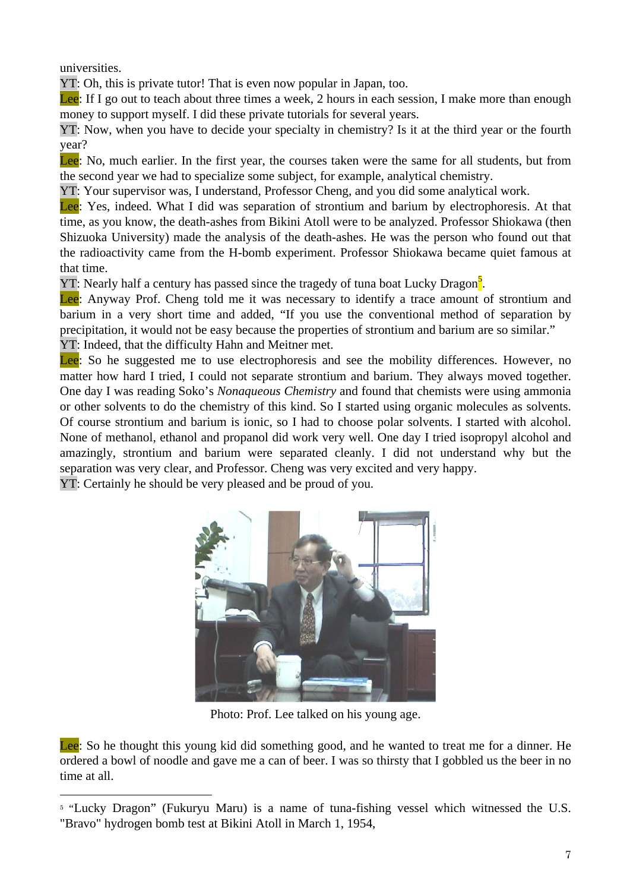universities.

YT: Oh, this is private tutor! That is even now popular in Japan, too.

Lee: If I go out to teach about three times a week, 2 hours in each session, I make more than enough money to support myself. I did these private tutorials for several years.

YT: Now, when you have to decide your specialty in chemistry? Is it at the third year or the fourth year?

Lee: No, much earlier. In the first year, the courses taken were the same for all students, but from the second year we had to specialize some subject, for example, analytical chemistry.

YT: Your supervisor was, I understand, Professor Cheng, and you did some analytical work.

Lee: Yes, indeed. What I did was separation of strontium and barium by electrophoresis. At that time, as you know, the death-ashes from Bikini Atoll were to be analyzed. Professor Shiokawa (then Shizuoka University) made the analysis of the death-ashes. He was the person who found out that the radioactivity came from the H-bomb experiment. Professor Shiokawa became quiet famous at that time.

YT: Nearly half a century has passed since the tragedy of tuna boat Lucky Dragon[5].

Lee: Anyway Prof. Cheng told me it was necessary to identify a trace amount of strontium and barium in a very short time and added, "If you use the conventional method of separation by precipitation, it would not be easy because the properties of strontium and barium are so similar."

YT: Indeed, that the difficulty Hahn and Meitner met.

Lee: So he suggested me to use electrophoresis and see the mobility differences. However, no matter how hard I tried, I could not separate strontium and barium. They always moved together. One day I was reading Soko's *Nonaqueous Chemistry* and found that chemists were using ammonia or other solvents to do the chemistry of this kind. So I started using organic molecules as solvents. Of course strontium and barium is ionic, so I had to choose polar solvents. I started with alcohol. None of methanol, ethanol and propanol did work very well. One day I tried isopropyl alcohol and amazingly, strontium and barium were separated cleanly. I did not understand why but the separation was very clear, and Professor. Cheng was very excited and very happy.

YT: Certainly he should be very pleased and be proud of you.

Photo: Prof. Lee talked on his young age.

Lee: So he thought this young kid did something good, and he wanted to treat me for a dinner. He ordered a bowl of noodle and gave me a can of beer. I was so thirsty that I gobbled us the beer in no time at all.

---

[5] "Lucky Dragon" (Fukuryu Maru) is a name of tuna-fishing vessel which witnessed the U.S. "Bravo" hydrogen bomb test at Bikini Atoll in March 1, 1954,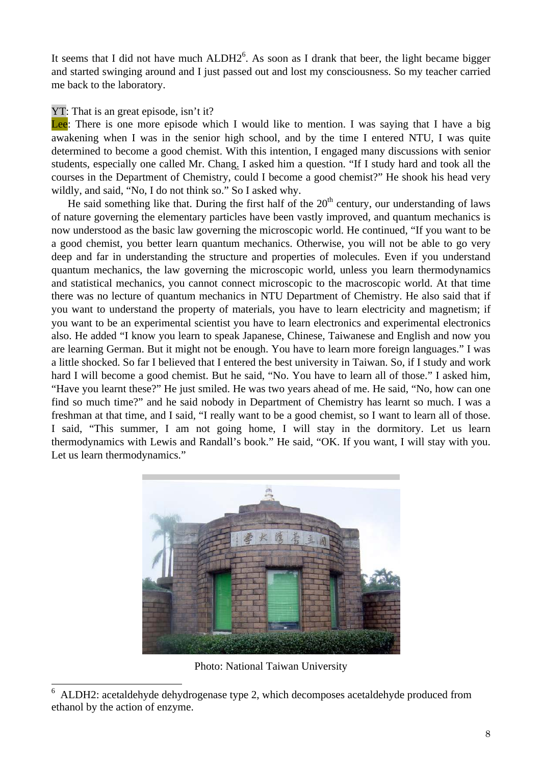It seems that I did not have much ALDH2[6]. As soon as I drank that beer, the light became bigger and started swinging around and I just passed out and lost my consciousness. So my teacher carried me back to the laboratory.

YT: That is an great episode, isn't it?

Lee: There is one more episode which I would like to mention. I was saying that I have a big awakening when I was in the senior high school, and by the time I entered NTU, I was quite determined to become a good chemist. With this intention, I engaged many discussions with senior students, especially one called Mr. Chang. I asked him a question. "If I study hard and took all the courses in the Department of Chemistry, could I become a good chemist?" He shook his head very wildly, and said, "No, I do not think so." So I asked why.

He said something like that. During the first half of the 20th century, our understanding of laws of nature governing the elementary particles have been vastly improved, and quantum mechanics is now understood as the basic law governing the microscopic world. He continued, "If you want to be a good chemist, you better learn quantum mechanics. Otherwise, you will not be able to go very deep and far in understanding the structure and properties of molecules. Even if you understand quantum mechanics, the law governing the microscopic world, unless you learn thermodynamics and statistical mechanics, you cannot connect microscopic to the macroscopic world. At that time there was no lecture of quantum mechanics in NTU Department of Chemistry. He also said that if you want to understand the property of materials, you have to learn electricity and magnetism; if you want to be an experimental scientist you have to learn electronics and experimental electronics also. He added "I know you learn to speak Japanese, Chinese, Taiwanese and English and now you are learning German. But it might not be enough. You have to learn more foreign languages." I was a little shocked. So far I believed that I entered the best university in Taiwan. So, if I study and work hard I will become a good chemist. But he said, "No. You have to learn all of those." I asked him, "Have you learnt these?" He just smiled. He was two years ahead of me. He said, "No, how can one find so much time?" and he said nobody in Department of Chemistry has learnt so much. I was a freshman at that time, and I said, "I really want to be a good chemist, so I want to learn all of those. I said, "This summer, I am not going home, I will stay in the dormitory. Let us learn thermodynamics with Lewis and Randall's book." He said, "OK. If you want, I will stay with you. Let us learn thermodynamics."

Photo: National Taiwan University

[6] ALDH2: acetaldehyde dehydrogenase type 2, which decomposes acetaldehyde produced from ethanol by the action of enzyme.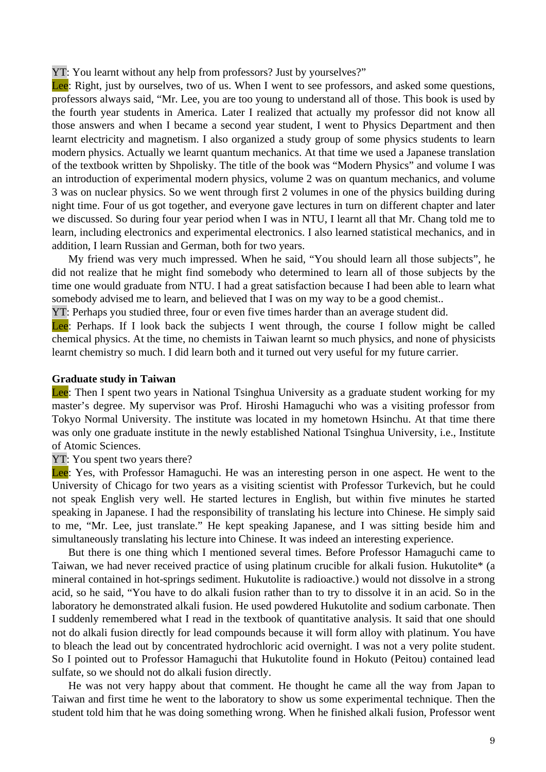YT: You learnt without any help from professors? Just by yourselves?"

Lee: Right, just by ourselves, two of us. When I went to see professors, and asked some questions, professors always said, "Mr. Lee, you are too young to understand all of those. This book is used by the fourth year students in America. Later I realized that actually my professor did not know all those answers and when I became a second year student, I went to Physics Department and then learnt electricity and magnetism. I also organized a study group of some physics students to learn modern physics. Actually we learnt quantum mechanics. At that time we used a Japanese translation of the textbook written by Shpolisky. The title of the book was "Modern Physics" and volume I was an introduction of experimental modern physics, volume 2 was on quantum mechanics, and volume 3 was on nuclear physics. So we went through first 2 volumes in one of the physics building during night time. Four of us got together, and everyone gave lectures in turn on different chapter and later we discussed. So during four year period when I was in NTU, I learnt all that Mr. Chang told me to learn, including electronics and experimental electronics. I also learned statistical mechanics, and in addition, I learn Russian and German, both for two years.

My friend was very much impressed. When he said, "You should learn all those subjects", he did not realize that he might find somebody who determined to learn all of those subjects by the time one would graduate from NTU. I had a great satisfaction because I had been able to learn what somebody advised me to learn, and believed that I was on my way to be a good chemist..

YT: Perhaps you studied three, four or even five times harder than an average student did.

Lee: Perhaps. If I look back the subjects I went through, the course I follow might be called chemical physics. At the time, no chemists in Taiwan learnt so much physics, and none of physicists learnt chemistry so much. I did learn both and it turned out very useful for my future carrier.

**Graduate study in Taiwan**

Lee: Then I spent two years in National Tsinghua University as a graduate student working for my master's degree. My supervisor was Prof. Hiroshi Hamaguchi who was a visiting professor from Tokyo Normal University. The institute was located in my hometown Hsinchu. At that time there was only one graduate institute in the newly established National Tsinghua University, i.e., Institute of Atomic Sciences.

YT: You spent two years there?

Lee: Yes, with Professor Hamaguchi. He was an interesting person in one aspect. He went to the University of Chicago for two years as a visiting scientist with Professor Turkevich, but he could not speak English very well. He started lectures in English, but within five minutes he started speaking in Japanese. I had the responsibility of translating his lecture into Chinese. He simply said to me, "Mr. Lee, just translate." He kept speaking Japanese, and I was sitting beside him and simultaneously translating his lecture into Chinese. It was indeed an interesting experience.

But there is one thing which I mentioned several times. Before Professor Hamaguchi came to Taiwan, we had never received practice of using platinum crucible for alkali fusion. Hukutolite* (a mineral contained in hot-springs sediment. Hukutolite is radioactive.) would not dissolve in a strong acid, so he said, "You have to do alkali fusion rather than to try to dissolve it in an acid. So in the laboratory he demonstrated alkali fusion. He used powdered Hukutolite and sodium carbonate. Then I suddenly remembered what I read in the textbook of quantitative analysis. It said that one should not do alkali fusion directly for lead compounds because it will form alloy with platinum. You have to bleach the lead out by concentrated hydrochloric acid overnight. I was not a very polite student. So I pointed out to Professor Hamaguchi that Hukutolite found in Hokuto (Peitou) contained lead sulfate, so we should not do alkali fusion directly.

He was not very happy about that comment. He thought he came all the way from Japan to Taiwan and first time he went to the laboratory to show us some experimental technique. Then the student told him that he was doing something wrong. When he finished alkali fusion, Professor went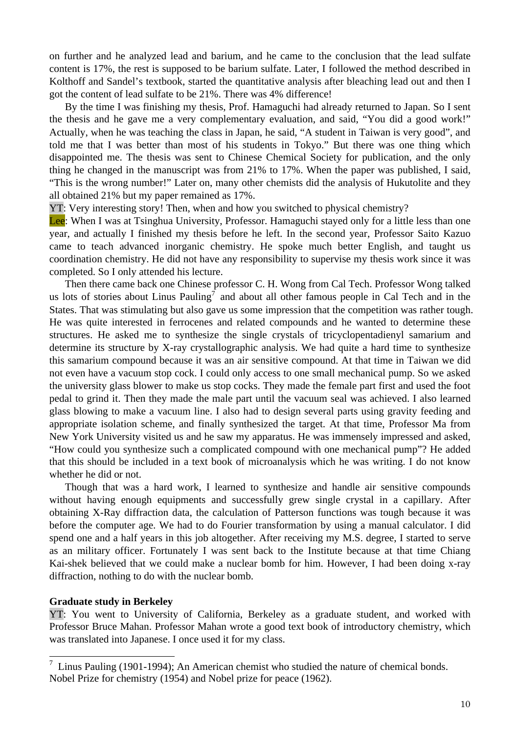on further and he analyzed lead and barium, and he came to the conclusion that the lead sulfate content is 17%, the rest is supposed to be barium sulfate. Later, I followed the method described in Kolthoff and Sandel's textbook, started the quantitative analysis after bleaching lead out and then I got the content of lead sulfate to be 21%. There was 4% difference!

By the time I was finishing my thesis, Prof. Hamaguchi had already returned to Japan. So I sent the thesis and he gave me a very complementary evaluation, and said, "You did a good work!" Actually, when he was teaching the class in Japan, he said, "A student in Taiwan is very good", and told me that I was better than most of his students in Tokyo." But there was one thing which disappointed me. The thesis was sent to Chinese Chemical Society for publication, and the only thing he changed in the manuscript was from 21% to 17%. When the paper was published, I said, "This is the wrong number!" Later on, many other chemists did the analysis of Hukutolite and they all obtained 21% but my paper remained as 17%.

YT: Very interesting story! Then, when and how you switched to physical chemistry?

Lee: When I was at Tsinghua University, Professor. Hamaguchi stayed only for a little less than one year, and actually I finished my thesis before he left. In the second year, Professor Saito Kazuo came to teach advanced inorganic chemistry. He spoke much better English, and taught us coordination chemistry. He did not have any responsibility to supervise my thesis work since it was completed. So I only attended his lecture.

Then there came back one Chinese professor C. H. Wong from Cal Tech. Professor Wong talked us lots of stories about Linus Pauling[7] and about all other famous people in Cal Tech and in the States. That was stimulating but also gave us some impression that the competition was rather tough. He was quite interested in ferrocenes and related compounds and he wanted to determine these structures. He asked me to synthesize the single crystals of tricyclopentadienyl samarium and determine its structure by X-ray crystallographic analysis. We had quite a hard time to synthesize this samarium compound because it was an air sensitive compound. At that time in Taiwan we did not even have a vacuum stop cock. I could only access to one small mechanical pump. So we asked the university glass blower to make us stop cocks. They made the female part first and used the foot pedal to grind it. Then they made the male part until the vacuum seal was achieved. I also learned glass blowing to make a vacuum line. I also had to design several parts using gravity feeding and appropriate isolation scheme, and finally synthesized the target. At that time, Professor Ma from New York University visited us and he saw my apparatus. He was immensely impressed and asked, "How could you synthesize such a complicated compound with one mechanical pump"? He added that this should be included in a text book of microanalysis which he was writing. I do not know whether he did or not.

Though that was a hard work, I learned to synthesize and handle air sensitive compounds without having enough equipments and successfully grew single crystal in a capillary. After obtaining X-Ray diffraction data, the calculation of Patterson functions was tough because it was before the computer age. We had to do Fourier transformation by using a manual calculator. I did spend one and a half years in this job altogether. After receiving my M.S. degree, I started to serve as an military officer. Fortunately I was sent back to the Institute because at that time Chiang Kai-shek believed that we could make a nuclear bomb for him. However, I had been doing x-ray diffraction, nothing to do with the nuclear bomb.

**Graduate study in Berkeley**

YT: You went to University of California, Berkeley as a graduate student, and worked with Professor Bruce Mahan. Professor Mahan wrote a good text book of introductory chemistry, which was translated into Japanese. I once used it for my class.

---

[7] Linus Pauling (1901-1994); An American chemist who studied the nature of chemical bonds. Nobel Prize for chemistry (1954) and Nobel prize for peace (1962).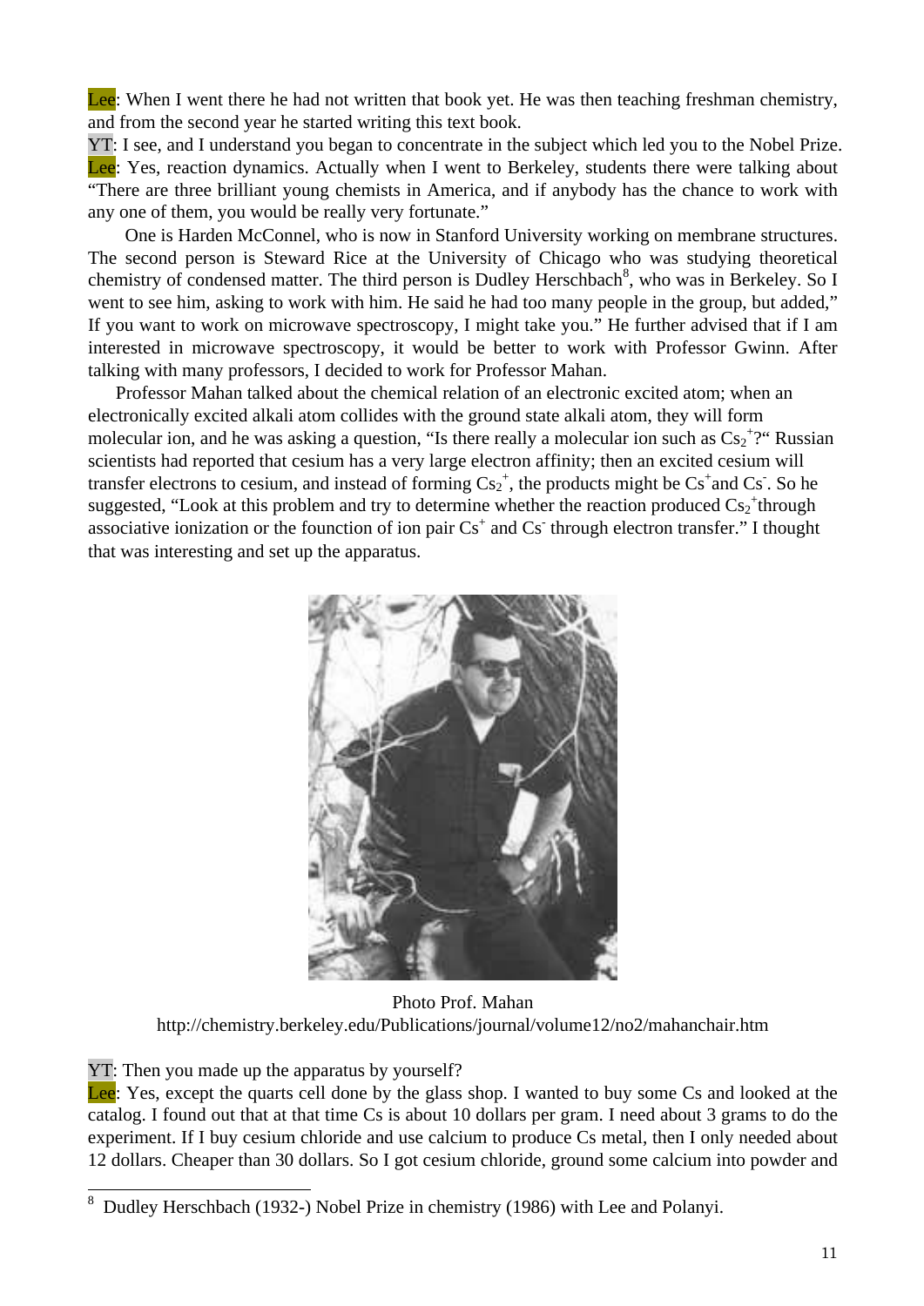Lee: When I went there he had not written that book yet. He was then teaching freshman chemistry, and from the second year he started writing this text book.

YT: I see, and I understand you began to concentrate in the subject which led you to the Nobel Prize.

Lee: Yes, reaction dynamics. Actually when I went to Berkeley, students there were talking about "There are three brilliant young chemists in America, and if anybody has the chance to work with any one of them, you would be really very fortunate."

One is Harden McConnel, who is now in Stanford University working on membrane structures. The second person is Steward Rice at the University of Chicago who was studying theoretical chemistry of condensed matter. The third person is Dudley Herschbach[8], who was in Berkeley. So I went to see him, asking to work with him. He said he had too many people in the group, but added," If you want to work on microwave spectroscopy, I might take you." He further advised that if I am interested in microwave spectroscopy, it would be better to work with Professor Gwinn. After talking with many professors, I decided to work for Professor Mahan.

Professor Mahan talked about the chemical relation of an electronic excited atom; when an electronically excited alkali atom collides with the ground state alkali atom, they will form molecular ion, and he was asking a question, "Is there really a molecular ion such as $Cs_2^+$?" Russian scientists had reported that cesium has a very large electron affinity; then an excited cesium will transfer electrons to cesium, and instead of forming $Cs_2^+$, the products might be $Cs^+$and $Cs^-$. So he suggested, "Look at this problem and try to determine whether the reaction produced $Cs_2^+$through associative ionization or the founction of ion pair $Cs^+$ and $Cs^-$ through electron transfer." I thought that was interesting and set up the apparatus.

Photo Prof. Mahan
http://chemistry.berkeley.edu/Publications/journal/volume12/no2/mahanchair.htm

YT: Then you made up the apparatus by yourself?

Lee: Yes, except the quarts cell done by the glass shop. I wanted to buy some Cs and looked at the catalog. I found out that at that time Cs is about 10 dollars per gram. I need about 3 grams to do the experiment. If I buy cesium chloride and use calcium to produce Cs metal, then I only needed about 12 dollars. Cheaper than 30 dollars. So I got cesium chloride, ground some calcium into powder and

[8] Dudley Herschbach (1932-) Nobel Prize in chemistry (1986) with Lee and Polanyi.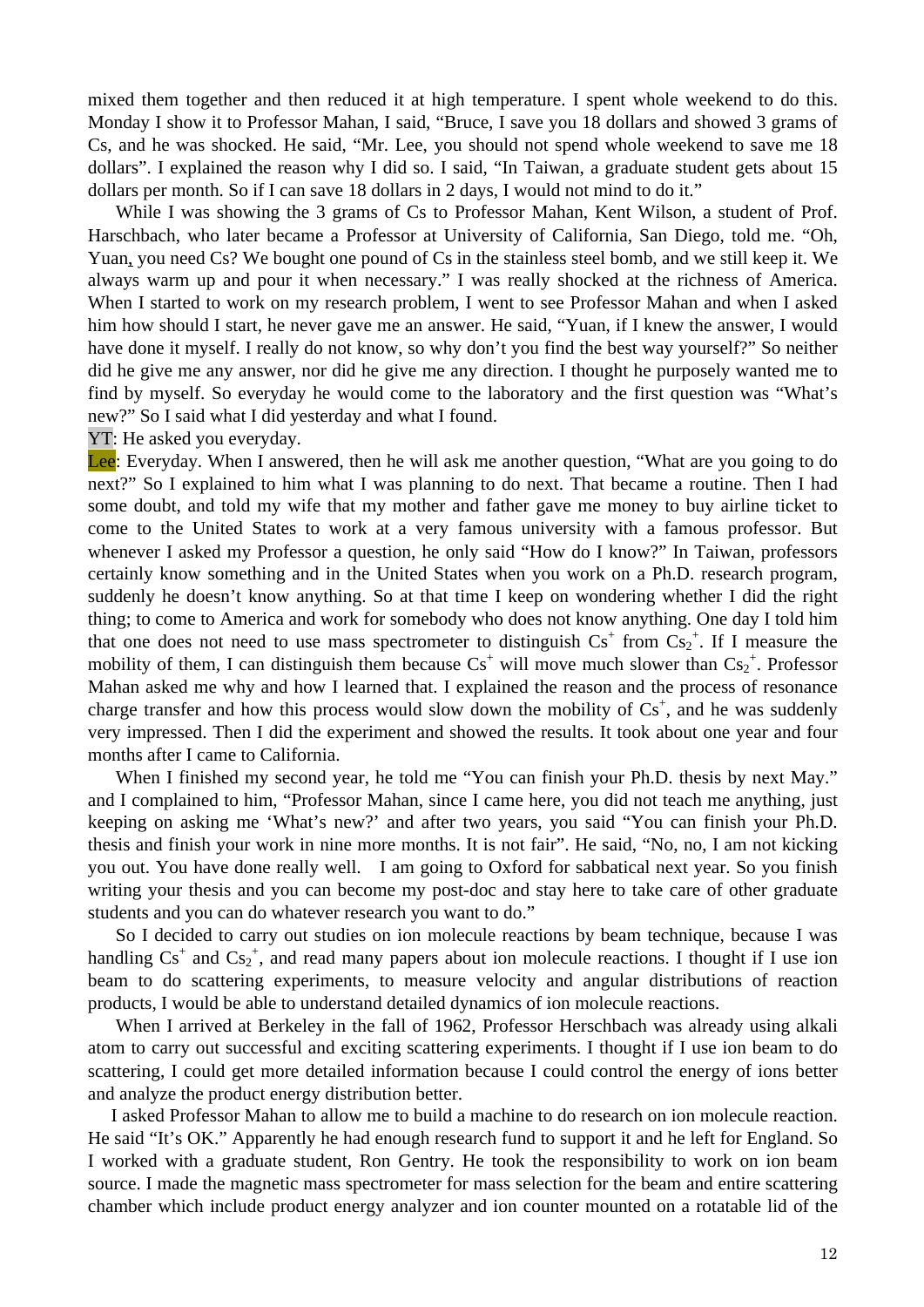mixed them together and then reduced it at high temperature. I spent whole weekend to do this. Monday I show it to Professor Mahan, I said, "Bruce, I save you 18 dollars and showed 3 grams of Cs, and he was shocked. He said, "Mr. Lee, you should not spend whole weekend to save me 18 dollars". I explained the reason why I did so. I said, "In Taiwan, a graduate student gets about 15 dollars per month. So if I can save 18 dollars in 2 days, I would not mind to do it."

While I was showing the 3 grams of Cs to Professor Mahan, Kent Wilson, a student of Prof. Harschbach, who later became a Professor at University of California, San Diego, told me. "Oh, Yuan, you need Cs? We bought one pound of Cs in the stainless steel bomb, and we still keep it. We always warm up and pour it when necessary." I was really shocked at the richness of America. When I started to work on my research problem, I went to see Professor Mahan and when I asked him how should I start, he never gave me an answer. He said, "Yuan, if I knew the answer, I would have done it myself. I really do not know, so why don't you find the best way yourself?" So neither did he give me any answer, nor did he give me any direction. I thought he purposely wanted me to find by myself. So everyday he would come to the laboratory and the first question was "What's new?" So I said what I did yesterday and what I found.

YT: He asked you everyday.

Lee: Everyday. When I answered, then he will ask me another question, "What are you going to do next?" So I explained to him what I was planning to do next. That became a routine. Then I had some doubt, and told my wife that my mother and father gave me money to buy airline ticket to come to the United States to work at a very famous university with a famous professor. But whenever I asked my Professor a question, he only said "How do I know?" In Taiwan, professors certainly know something and in the United States when you work on a Ph.D. research program, suddenly he doesn't know anything. So at that time I keep on wondering whether I did the right thing; to come to America and work for somebody who does not know anything. One day I told him that one does not need to use mass spectrometer to distinguish $Cs^+$ from $Cs_2^+$. If I measure the mobility of them, I can distinguish them because $Cs^+$ will move much slower than $Cs_2^+$. Professor Mahan asked me why and how I learned that. I explained the reason and the process of resonance charge transfer and how this process would slow down the mobility of $Cs^+$, and he was suddenly very impressed. Then I did the experiment and showed the results. It took about one year and four months after I came to California.

When I finished my second year, he told me "You can finish your Ph.D. thesis by next May." and I complained to him, "Professor Mahan, since I came here, you did not teach me anything, just keeping on asking me 'What's new?' and after two years, you said "You can finish your Ph.D. thesis and finish your work in nine more months. It is not fair". He said, "No, no, I am not kicking you out. You have done really well. I am going to Oxford for sabbatical next year. So you finish writing your thesis and you can become my post-doc and stay here to take care of other graduate students and you can do whatever research you want to do."

So I decided to carry out studies on ion molecule reactions by beam technique, because I was handling $Cs^+$ and $Cs_2^+$, and read many papers about ion molecule reactions. I thought if I use ion beam to do scattering experiments, to measure velocity and angular distributions of reaction products, I would be able to understand detailed dynamics of ion molecule reactions.

When I arrived at Berkeley in the fall of 1962, Professor Herschbach was already using alkali atom to carry out successful and exciting scattering experiments. I thought if I use ion beam to do scattering, I could get more detailed information because I could control the energy of ions better and analyze the product energy distribution better.

I asked Professor Mahan to allow me to build a machine to do research on ion molecule reaction. He said "It's OK." Apparently he had enough research fund to support it and he left for England. So I worked with a graduate student, Ron Gentry. He took the responsibility to work on ion beam source. I made the magnetic mass spectrometer for mass selection for the beam and entire scattering chamber which include product energy analyzer and ion counter mounted on a rotatable lid of the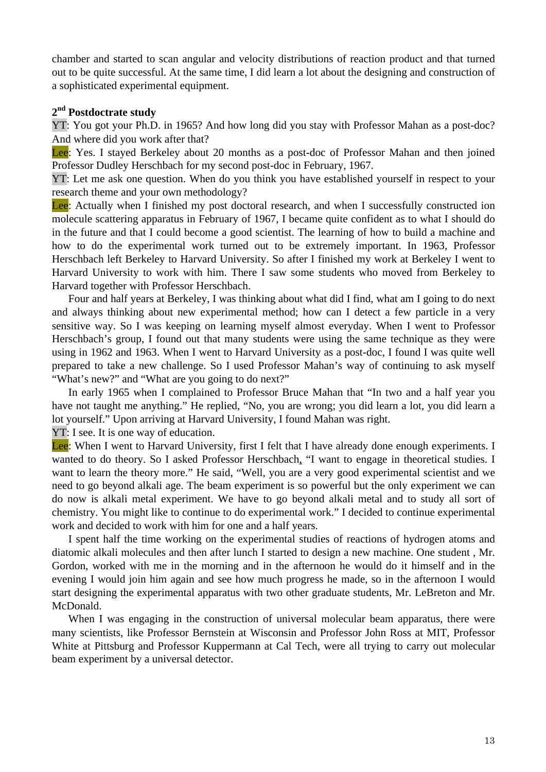chamber and started to scan angular and velocity distributions of reaction product and that turned out to be quite successful. At the same time, I did learn a lot about the designing and construction of a sophisticated experimental equipment.

### 2nd Postdoctrate study

YT: You got your Ph.D. in 1965? And how long did you stay with Professor Mahan as a post-doc? And where did you work after that?

Lee: Yes. I stayed Berkeley about 20 months as a post-doc of Professor Mahan and then joined Professor Dudley Herschbach for my second post-doc in February, 1967.

YT: Let me ask one question. When do you think you have established yourself in respect to your research theme and your own methodology?

Lee: Actually when I finished my post doctoral research, and when I successfully constructed ion molecule scattering apparatus in February of 1967, I became quite confident as to what I should do in the future and that I could become a good scientist. The learning of how to build a machine and how to do the experimental work turned out to be extremely important. In 1963, Professor Herschbach left Berkeley to Harvard University. So after I finished my work at Berkeley I went to Harvard University to work with him. There I saw some students who moved from Berkeley to Harvard together with Professor Herschbach.

Four and half years at Berkeley, I was thinking about what did I find, what am I going to do next and always thinking about new experimental method; how can I detect a few particle in a very sensitive way. So I was keeping on learning myself almost everyday. When I went to Professor Herschbach's group, I found out that many students were using the same technique as they were using in 1962 and 1963. When I went to Harvard University as a post-doc, I found I was quite well prepared to take a new challenge. So I used Professor Mahan's way of continuing to ask myself "What's new?" and "What are you going to do next?"

In early 1965 when I complained to Professor Bruce Mahan that "In two and a half year you have not taught me anything." He replied, "No, you are wrong; you did learn a lot, you did learn a lot yourself." Upon arriving at Harvard University, I found Mahan was right.

YT: I see. It is one way of education.

Lee: When I went to Harvard University, first I felt that I have already done enough experiments. I wanted to do theory. So I asked Professor Herschbach, "I want to engage in theoretical studies. I want to learn the theory more." He said, "Well, you are a very good experimental scientist and we need to go beyond alkali age. The beam experiment is so powerful but the only experiment we can do now is alkali metal experiment. We have to go beyond alkali metal and to study all sort of chemistry. You might like to continue to do experimental work." I decided to continue experimental work and decided to work with him for one and a half years.

I spent half the time working on the experimental studies of reactions of hydrogen atoms and diatomic alkali molecules and then after lunch I started to design a new machine. One student , Mr. Gordon, worked with me in the morning and in the afternoon he would do it himself and in the evening I would join him again and see how much progress he made, so in the afternoon I would start designing the experimental apparatus with two other graduate students, Mr. LeBreton and Mr. McDonald.

When I was engaging in the construction of universal molecular beam apparatus, there were many scientists, like Professor Bernstein at Wisconsin and Professor John Ross at MIT, Professor White at Pittsburg and Professor Kuppermann at Cal Tech, were all trying to carry out molecular beam experiment by a universal detector.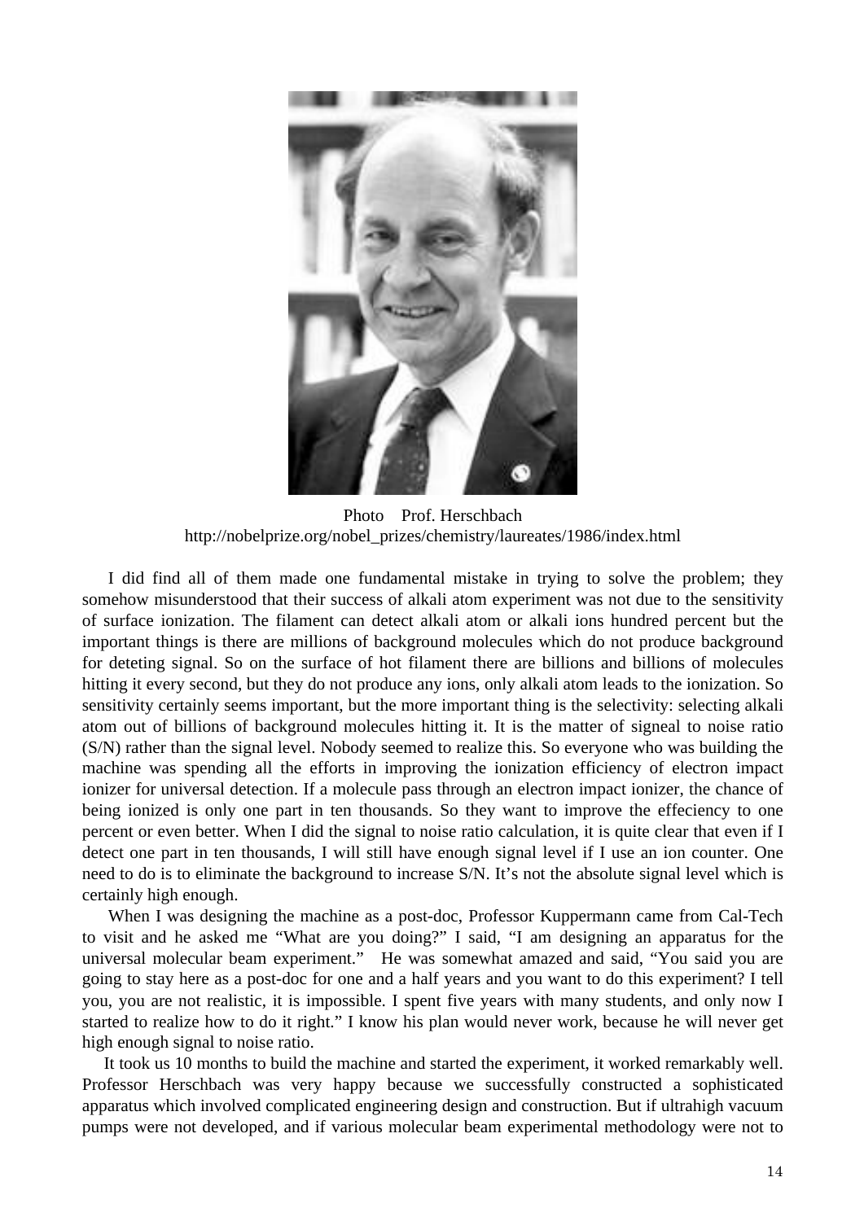Photo Prof. Herschbach
http://nobelprize.org/nobel_prizes/chemistry/laureates/1986/index.html

I did find all of them made one fundamental mistake in trying to solve the problem; they somehow misunderstood that their success of alkali atom experiment was not due to the sensitivity of surface ionization. The filament can detect alkali atom or alkali ions hundred percent but the important things is there are millions of background molecules which do not produce background for deteting signal. So on the surface of hot filament there are billions and billions of molecules hitting it every second, but they do not produce any ions, only alkali atom leads to the ionization. So sensitivity certainly seems important, but the more important thing is the selectivity: selecting alkali atom out of billions of background molecules hitting it. It is the matter of signeal to noise ratio (S/N) rather than the signal level. Nobody seemed to realize this. So everyone who was building the machine was spending all the efforts in improving the ionization efficiency of electron impact ionizer for universal detection. If a molecule pass through an electron impact ionizer, the chance of being ionized is only one part in ten thousands. So they want to improve the effeciency to one percent or even better. When I did the signal to noise ratio calculation, it is quite clear that even if I detect one part in ten thousands, I will still have enough signal level if I use an ion counter. One need to do is to eliminate the background to increase S/N. It's not the absolute signal level which is certainly high enough.

When I was designing the machine as a post-doc, Professor Kuppermann came from Cal-Tech to visit and he asked me "What are you doing?" I said, "I am designing an apparatus for the universal molecular beam experiment." He was somewhat amazed and said, "You said you are going to stay here as a post-doc for one and a half years and you want to do this experiment? I tell you, you are not realistic, it is impossible. I spent five years with many students, and only now I started to realize how to do it right." I know his plan would never work, because he will never get high enough signal to noise ratio.

It took us 10 months to build the machine and started the experiment, it worked remarkably well. Professor Herschbach was very happy because we successfully constructed a sophisticated apparatus which involved complicated engineering design and construction. But if ultrahigh vacuum pumps were not developed, and if various molecular beam experimental methodology were not to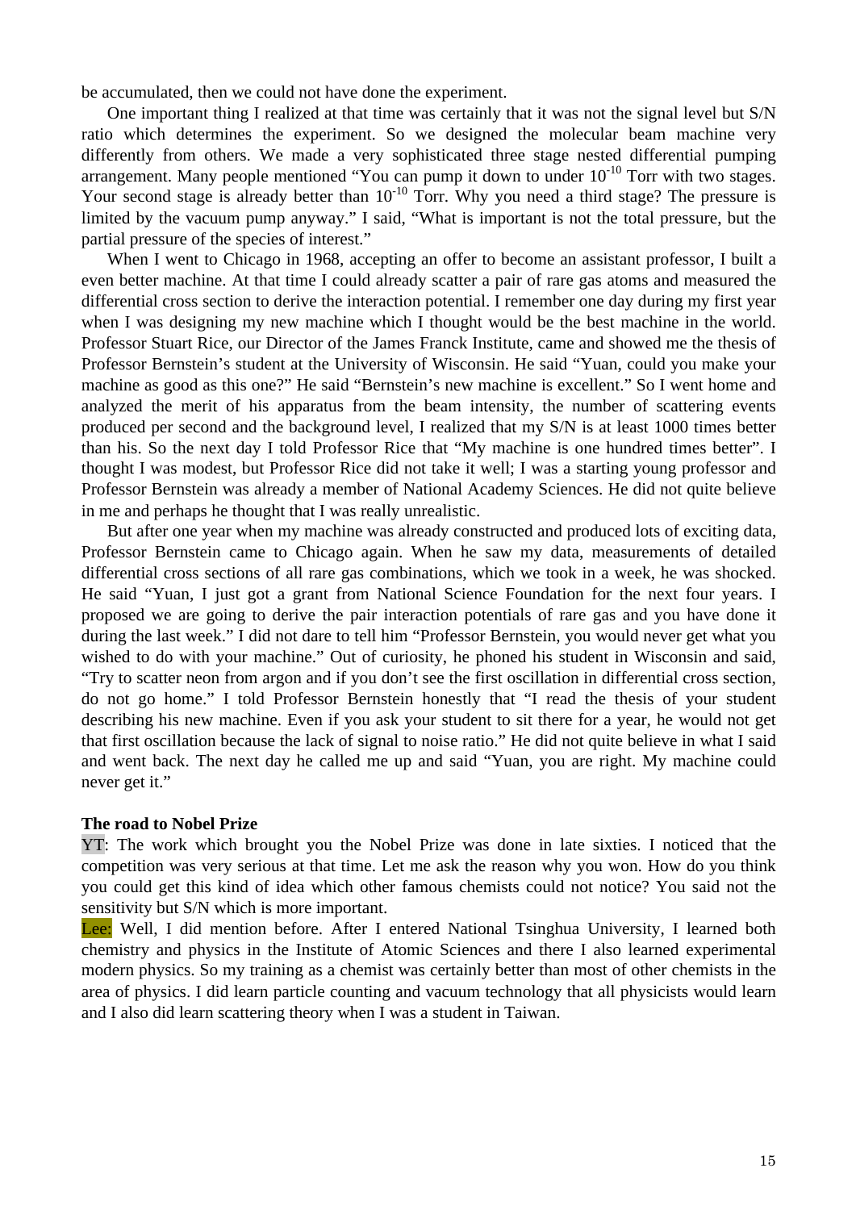be accumulated, then we could not have done the experiment.

One important thing I realized at that time was certainly that it was not the signal level but S/N ratio which determines the experiment. So we designed the molecular beam machine very differently from others. We made a very sophisticated three stage nested differential pumping arrangement. Many people mentioned "You can pump it down to under $10^{-10}$ Torr with two stages. Your second stage is already better than $10^{-10}$ Torr. Why you need a third stage? The pressure is limited by the vacuum pump anyway." I said, "What is important is not the total pressure, but the partial pressure of the species of interest."

When I went to Chicago in 1968, accepting an offer to become an assistant professor, I built a even better machine. At that time I could already scatter a pair of rare gas atoms and measured the differential cross section to derive the interaction potential. I remember one day during my first year when I was designing my new machine which I thought would be the best machine in the world. Professor Stuart Rice, our Director of the James Franck Institute, came and showed me the thesis of Professor Bernstein's student at the University of Wisconsin. He said "Yuan, could you make your machine as good as this one?" He said "Bernstein's new machine is excellent." So I went home and analyzed the merit of his apparatus from the beam intensity, the number of scattering events produced per second and the background level, I realized that my S/N is at least 1000 times better than his. So the next day I told Professor Rice that "My machine is one hundred times better". I thought I was modest, but Professor Rice did not take it well; I was a starting young professor and Professor Bernstein was already a member of National Academy Sciences. He did not quite believe in me and perhaps he thought that I was really unrealistic.

But after one year when my machine was already constructed and produced lots of exciting data, Professor Bernstein came to Chicago again. When he saw my data, measurements of detailed differential cross sections of all rare gas combinations, which we took in a week, he was shocked. He said "Yuan, I just got a grant from National Science Foundation for the next four years. I proposed we are going to derive the pair interaction potentials of rare gas and you have done it during the last week." I did not dare to tell him "Professor Bernstein, you would never get what you wished to do with your machine." Out of curiosity, he phoned his student in Wisconsin and said, "Try to scatter neon from argon and if you don't see the first oscillation in differential cross section, do not go home." I told Professor Bernstein honestly that "I read the thesis of your student describing his new machine. Even if you ask your student to sit there for a year, he would not get that first oscillation because the lack of signal to noise ratio." He did not quite believe in what I said and went back. The next day he called me up and said "Yuan, you are right. My machine could never get it."

**The road to Nobel Prize**

YT: The work which brought you the Nobel Prize was done in late sixties. I noticed that the competition was very serious at that time. Let me ask the reason why you won. How do you think you could get this kind of idea which other famous chemists could not notice? You said not the sensitivity but S/N which is more important.

Lee: Well, I did mention before. After I entered National Tsinghua University, I learned both chemistry and physics in the Institute of Atomic Sciences and there I also learned experimental modern physics. So my training as a chemist was certainly better than most of other chemists in the area of physics. I did learn particle counting and vacuum technology that all physicists would learn and I also did learn scattering theory when I was a student in Taiwan.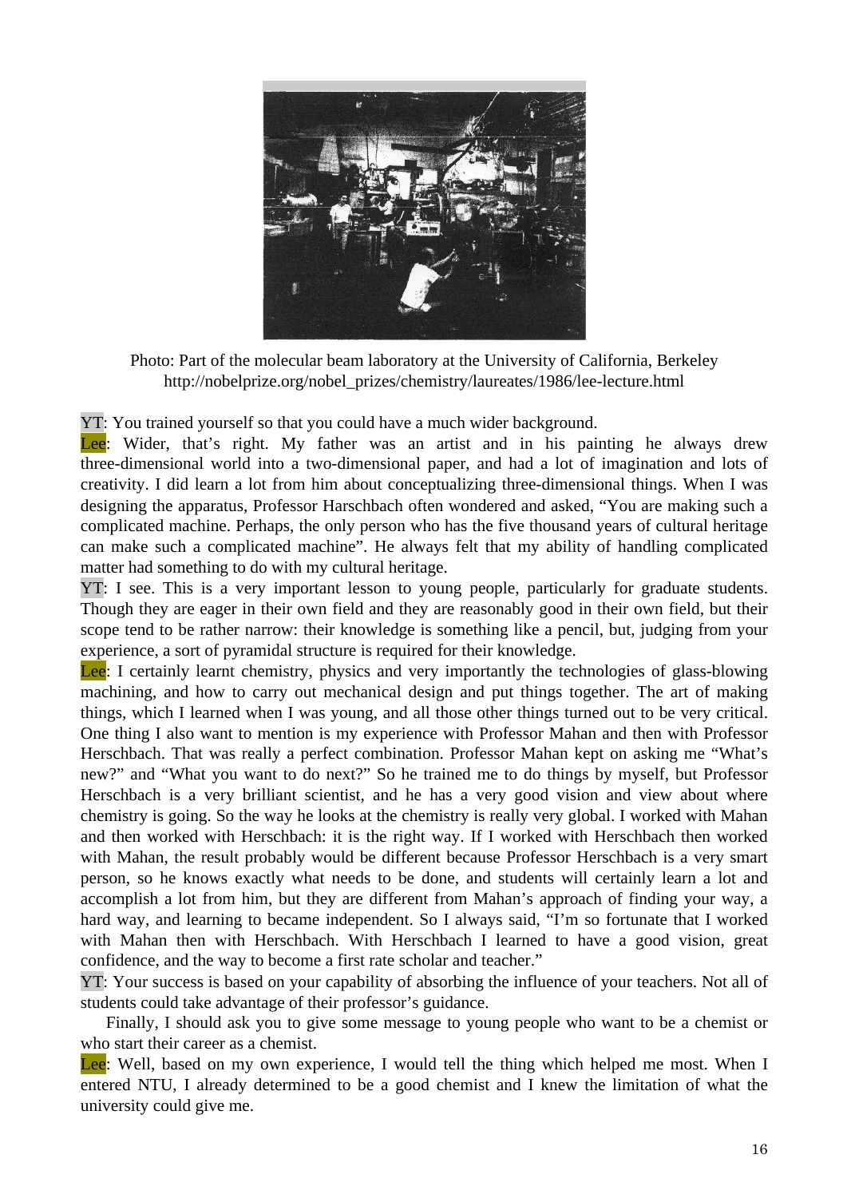Photo: Part of the molecular beam laboratory at the University of California, Berkeley http://nobelprize.org/nobel_prizes/chemistry/laureates/1986/lee-lecture.html

YT: You trained yourself so that you could have a much wider background.

Lee: Wider, that's right. My father was an artist and in his painting he always drew three-dimensional world into a two-dimensional paper, and had a lot of imagination and lots of creativity. I did learn a lot from him about conceptualizing three-dimensional things. When I was designing the apparatus, Professor Harschbach often wondered and asked, "You are making such a complicated machine. Perhaps, the only person who has the five thousand years of cultural heritage can make such a complicated machine". He always felt that my ability of handling complicated matter had something to do with my cultural heritage.

YT: I see. This is a very important lesson to young people, particularly for graduate students. Though they are eager in their own field and they are reasonably good in their own field, but their scope tend to be rather narrow: their knowledge is something like a pencil, but, judging from your experience, a sort of pyramidal structure is required for their knowledge.

Lee: I certainly learnt chemistry, physics and very importantly the technologies of glass-blowing machining, and how to carry out mechanical design and put things together. The art of making things, which I learned when I was young, and all those other things turned out to be very critical. One thing I also want to mention is my experience with Professor Mahan and then with Professor Herschbach. That was really a perfect combination. Professor Mahan kept on asking me "What's new?" and "What you want to do next?" So he trained me to do things by myself, but Professor Herschbach is a very brilliant scientist, and he has a very good vision and view about where chemistry is going. So the way he looks at the chemistry is really very global. I worked with Mahan and then worked with Herschbach: it is the right way. If I worked with Herschbach then worked with Mahan, the result probably would be different because Professor Herschbach is a very smart person, so he knows exactly what needs to be done, and students will certainly learn a lot and accomplish a lot from him, but they are different from Mahan's approach of finding your way, a hard way, and learning to became independent. So I always said, "I'm so fortunate that I worked with Mahan then with Herschbach. With Herschbach I learned to have a good vision, great confidence, and the way to become a first rate scholar and teacher."

YT: Your success is based on your capability of absorbing the influence of your teachers. Not all of students could take advantage of their professor's guidance.

Finally, I should ask you to give some message to young people who want to be a chemist or who start their career as a chemist.

Lee: Well, based on my own experience, I would tell the thing which helped me most. When I entered NTU, I already determined to be a good chemist and I knew the limitation of what the university could give me.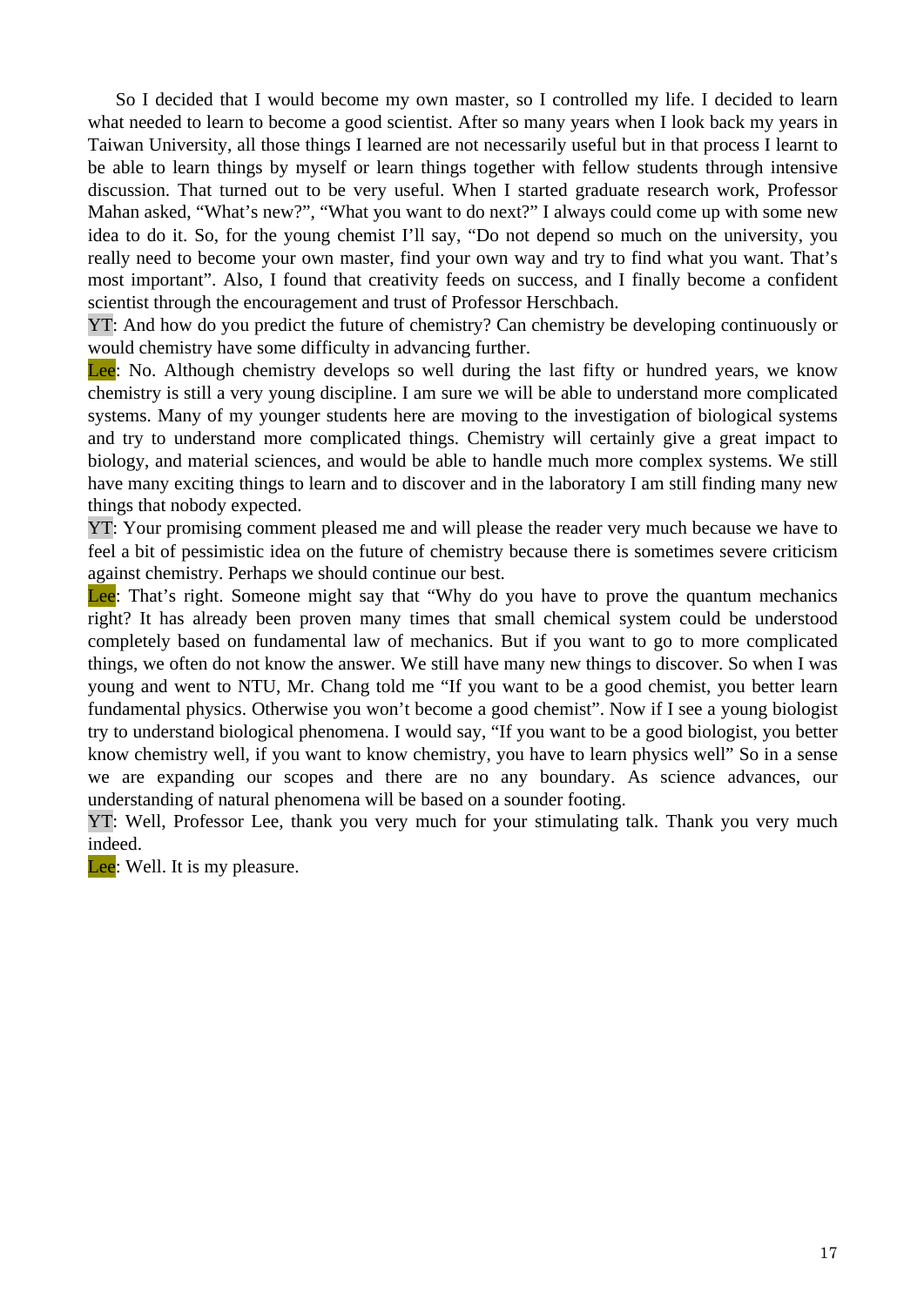So I decided that I would become my own master, so I controlled my life. I decided to learn what needed to learn to become a good scientist. After so many years when I look back my years in Taiwan University, all those things I learned are not necessarily useful but in that process I learnt to be able to learn things by myself or learn things together with fellow students through intensive discussion. That turned out to be very useful. When I started graduate research work, Professor Mahan asked, "What's new?", "What you want to do next?" I always could come up with some new idea to do it. So, for the young chemist I'll say, "Do not depend so much on the university, you really need to become your own master, find your own way and try to find what you want. That's most important". Also, I found that creativity feeds on success, and I finally become a confident scientist through the encouragement and trust of Professor Herschbach.

YT: And how do you predict the future of chemistry? Can chemistry be developing continuously or would chemistry have some difficulty in advancing further.

Lee: No. Although chemistry develops so well during the last fifty or hundred years, we know chemistry is still a very young discipline. I am sure we will be able to understand more complicated systems. Many of my younger students here are moving to the investigation of biological systems and try to understand more complicated things. Chemistry will certainly give a great impact to biology, and material sciences, and would be able to handle much more complex systems. We still have many exciting things to learn and to discover and in the laboratory I am still finding many new things that nobody expected.

YT: Your promising comment pleased me and will please the reader very much because we have to feel a bit of pessimistic idea on the future of chemistry because there is sometimes severe criticism against chemistry. Perhaps we should continue our best.

Lee: That's right. Someone might say that "Why do you have to prove the quantum mechanics right? It has already been proven many times that small chemical system could be understood completely based on fundamental law of mechanics. But if you want to go to more complicated things, we often do not know the answer. We still have many new things to discover. So when I was young and went to NTU, Mr. Chang told me "If you want to be a good chemist, you better learn fundamental physics. Otherwise you won't become a good chemist". Now if I see a young biologist try to understand biological phenomena. I would say, "If you want to be a good biologist, you better know chemistry well, if you want to know chemistry, you have to learn physics well" So in a sense we are expanding our scopes and there are no any boundary. As science advances, our understanding of natural phenomena will be based on a sounder footing.

YT: Well, Professor Lee, thank you very much for your stimulating talk. Thank you very much indeed.

Lee: Well. It is my pleasure.